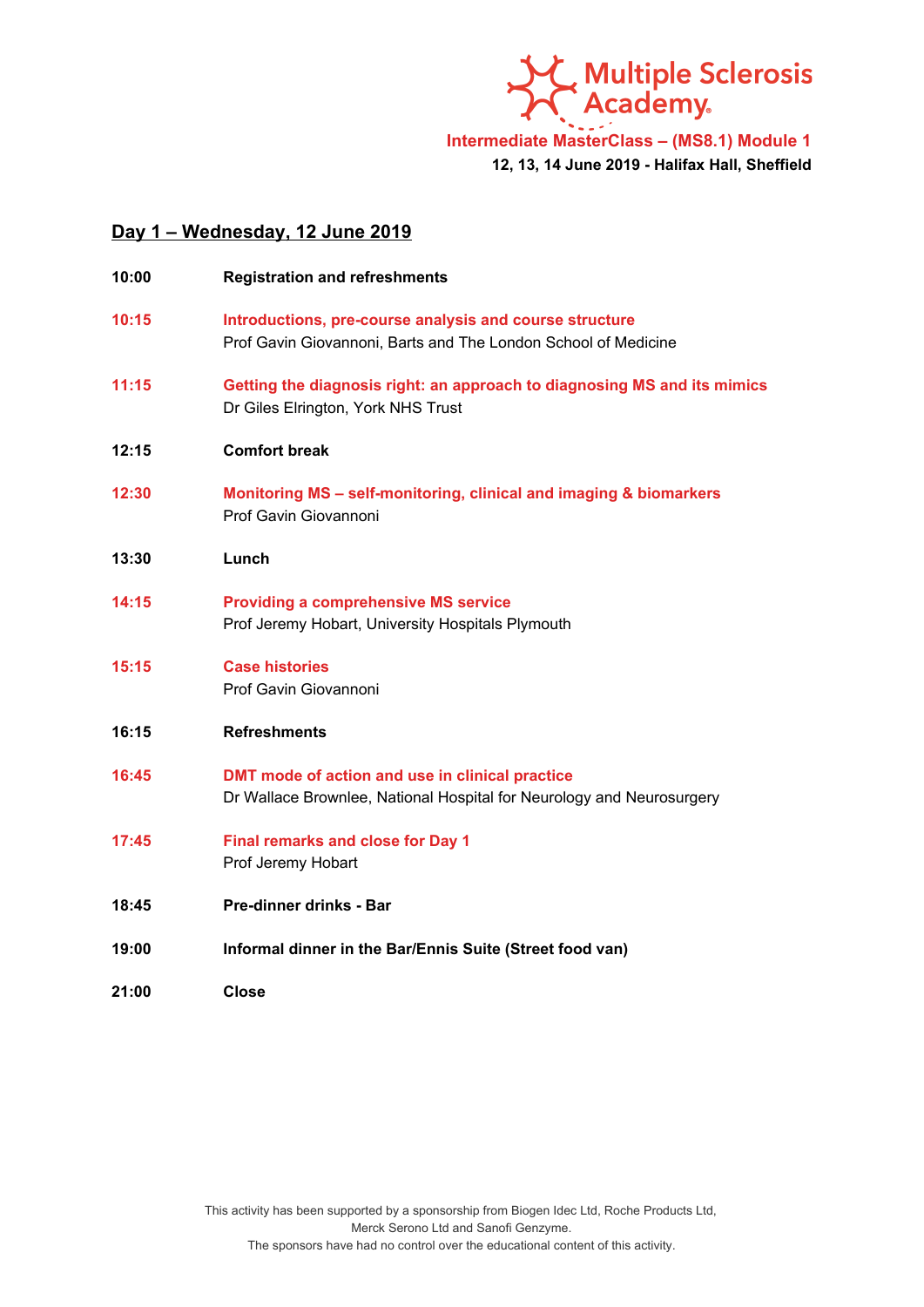Multiple Sclerosis Academy®

**Intermediate MasterClass – (MS8.1) Module 1**

**12, 13, 14 June 2019 - Halifax Hall, Sheffield**

## Day 1 – Wednesday, 12 June 2019

**10:00** **Registration and refreshments**

**10:15** **Introductions, pre-course analysis and course structure**
Prof Gavin Giovannoni, Barts and The London School of Medicine

**11:15** **Getting the diagnosis right: an approach to diagnosing MS and its mimics**
Dr Giles Elrington, York NHS Trust

**12:15** **Comfort break**

**12:30** **Monitoring MS – self-monitoring, clinical and imaging & biomarkers**
Prof Gavin Giovannoni

**13:30** **Lunch**

**14:15** **Providing a comprehensive MS service**
Prof Jeremy Hobart, University Hospitals Plymouth

**15:15** **Case histories**
Prof Gavin Giovannoni

**16:15** **Refreshments**

**16:45** **DMT mode of action and use in clinical practice**
Dr Wallace Brownlee, National Hospital for Neurology and Neurosurgery

**17:45** **Final remarks and close for Day 1**
Prof Jeremy Hobart

**18:45** **Pre-dinner drinks - Bar**

**19:00** **Informal dinner in the Bar/Ennis Suite (Street food van)**

**21:00** **Close**

This activity has been supported by a sponsorship from Biogen Idec Ltd, Roche Products Ltd, Merck Serono Ltd and Sanofi Genzyme.
The sponsors have had no control over the educational content of this activity.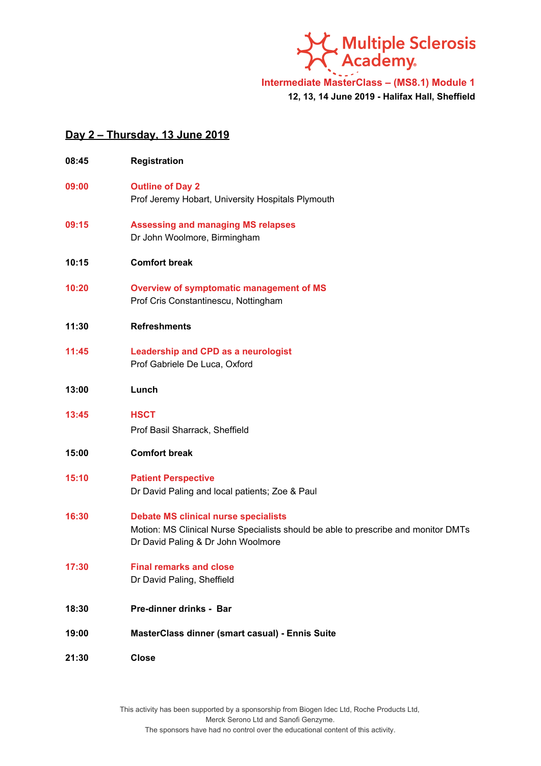Multiple Sclerosis Academy

**Intermediate MasterClass – (MS8.1) Module 1**

**12, 13, 14 June 2019 - Halifax Hall, Sheffield**

## Day 2 – Thursday, 13 June 2019

**08:45** **Registration**

**09:00** **Outline of Day 2**
Prof Jeremy Hobart, University Hospitals Plymouth

**09:15** **Assessing and managing MS relapses**
Dr John Woolmore, Birmingham

**10:15** **Comfort break**

**10:20** **Overview of symptomatic management of MS**
Prof Cris Constantinescu, Nottingham

**11:30** **Refreshments**

**11:45** **Leadership and CPD as a neurologist**
Prof Gabriele De Luca, Oxford

**13:00** **Lunch**

**13:45** **HSCT**
Prof Basil Sharrack, Sheffield

**15:00** **Comfort break**

**15:10** **Patient Perspective**
Dr David Paling and local patients; Zoe & Paul

**16:30** **Debate MS clinical nurse specialists**
Motion: MS Clinical Nurse Specialists should be able to prescribe and monitor DMTs
Dr David Paling & Dr John Woolmore

**17:30** **Final remarks and close**
Dr David Paling, Sheffield

**18:30** **Pre-dinner drinks - Bar**

**19:00** **MasterClass dinner (smart casual) - Ennis Suite**

**21:30** **Close**

This activity has been supported by a sponsorship from Biogen Idec Ltd, Roche Products Ltd, Merck Serono Ltd and Sanofi Genzyme.
The sponsors have had no control over the educational content of this activity.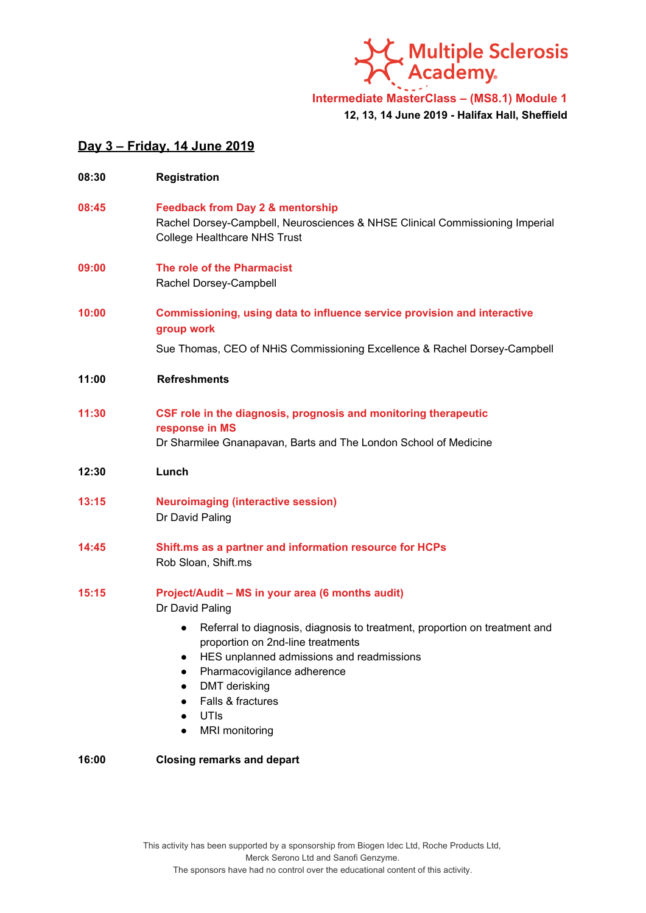Multiple Sclerosis Academy

**Intermediate MasterClass – (MS8.1) Module 1**

**12, 13, 14 June 2019 - Halifax Hall, Sheffield**

## Day 3 – Friday, 14 June 2019

**08:30** **Registration**

**08:45** **Feedback from Day 2 & mentorship**
Rachel Dorsey-Campbell, Neurosciences & NHSE Clinical Commissioning Imperial College Healthcare NHS Trust

**09:00** **The role of the Pharmacist**
Rachel Dorsey-Campbell

**10:00** **Commissioning, using data to influence service provision and interactive group work**
Sue Thomas, CEO of NHiS Commissioning Excellence & Rachel Dorsey-Campbell

**11:00** **Refreshments**

**11:30** **CSF role in the diagnosis, prognosis and monitoring therapeutic response in MS**
Dr Sharmilee Gnanapavan, Barts and The London School of Medicine

**12:30** **Lunch**

**13:15** **Neuroimaging (interactive session)**
Dr David Paling

**14:45** **Shift.ms as a partner and information resource for HCPs**
Rob Sloan, Shift.ms

**15:15** **Project/Audit – MS in your area (6 months audit)**
Dr David Paling

- Referral to diagnosis, diagnosis to treatment, proportion on treatment and proportion on 2nd-line treatments
- HES unplanned admissions and readmissions
- Pharmacovigilance adherence
- DMT derisking
- Falls & fractures
- UTIs
- MRI monitoring

**16:00** **Closing remarks and depart**

This activity has been supported by a sponsorship from Biogen Idec Ltd, Roche Products Ltd, Merck Serono Ltd and Sanofi Genzyme.
The sponsors have had no control over the educational content of this activity.